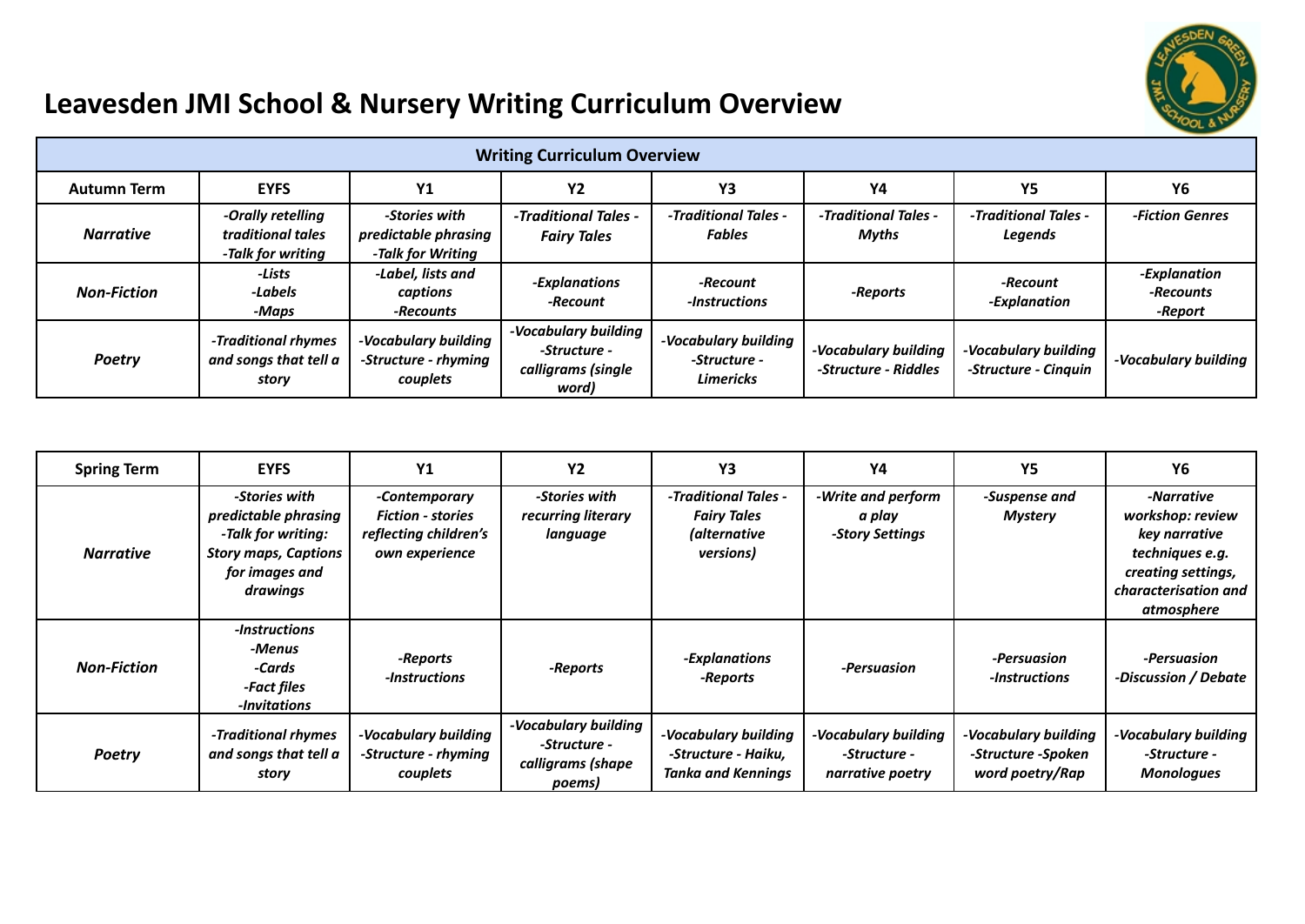# Leavesden JMI School & Nursery Writing Curriculum Overview

**Writing Curriculum Overview**

| Autumn Term | EYFS | Y1 | Y2 | Y3 | Y4 | Y5 | Y6 |
|---|---|---|---|---|---|---|---|
| ***Narrative*** | *-Orally retelling traditional tales* *-Talk for writing* | *-Stories with predictable phrasing* *-Talk for Writing* | *-Traditional Tales - Fairy Tales* | *-Traditional Tales - Fables* | *-Traditional Tales - Myths* | *-Traditional Tales - Legends* | *-Fiction Genres* |
| ***Non-Fiction*** | *-Lists* *-Labels* *-Maps* | *-Label, lists and captions* *-Recounts* | *-Explanations* *-Recount* | *-Recount* *-Instructions* | *-Reports* | *-Recount* *-Explanation* | *-Explanation* *-Recounts* *-Report* |
| ***Poetry*** | *-Traditional rhymes and songs that tell a story* | *-Vocabulary building* *-Structure - rhyming couplets* | *-Vocabulary building* *-Structure - calligrams (single word)* | *-Vocabulary building* *-Structure - Limericks* | *-Vocabulary building* *-Structure - Riddles* | *-Vocabulary building* *-Structure - Cinquin* | *-Vocabulary building* |

| Spring Term | EYFS | Y1 | Y2 | Y3 | Y4 | Y5 | Y6 |
|---|---|---|---|---|---|---|---|
| ***Narrative*** | *-Stories with predictable phrasing* *-Talk for writing: Story maps, Captions for images and drawings* | *-Contemporary Fiction - stories reflecting children's own experience* | *-Stories with recurring literary language* | *-Traditional Tales - Fairy Tales (alternative versions)* | *-Write and perform a play* *-Story Settings* | *-Suspense and Mystery* | *-Narrative workshop: review key narrative techniques e.g. creating settings, characterisation and atmosphere* |
| ***Non-Fiction*** | *-Instructions* *-Menus* *-Cards* *-Fact files* *-Invitations* | *-Reports* *-Instructions* | *-Reports* | *-Explanations* *-Reports* | *-Persuasion* | *-Persuasion* *-Instructions* | *-Persuasion* *-Discussion / Debate* |
| ***Poetry*** | *-Traditional rhymes and songs that tell a story* | *-Vocabulary building* *-Structure - rhyming couplets* | *-Vocabulary building* *-Structure - calligrams (shape poems)* | *-Vocabulary building* *-Structure - Haiku, Tanka and Kennings* | *-Vocabulary building* *-Structure - narrative poetry* | *-Vocabulary building* *-Structure -Spoken word poetry/Rap* | *-Vocabulary building* *-Structure - Monologues* |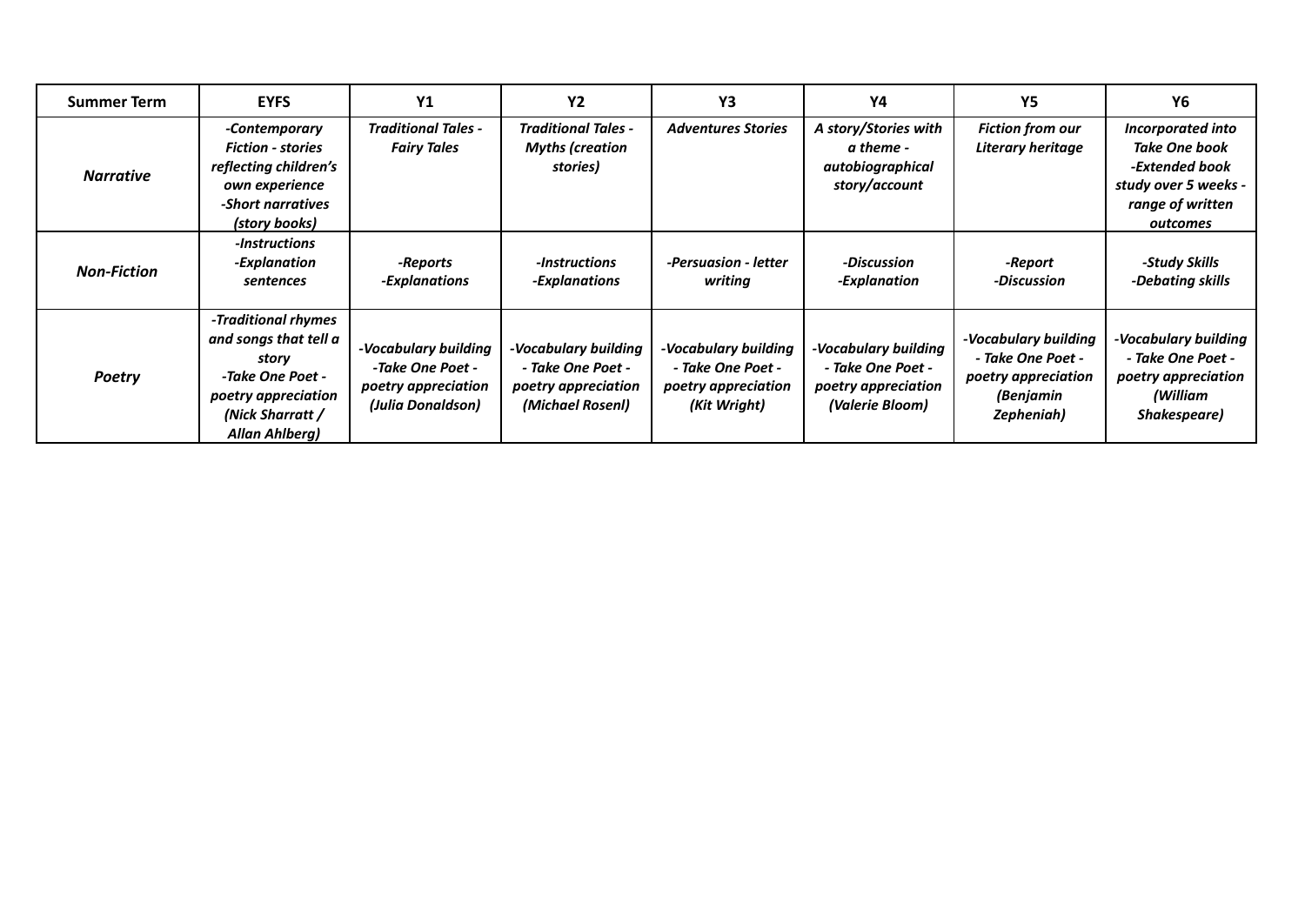| Summer Term | EYFS | Y1 | Y2 | Y3 | Y4 | Y5 | Y6 |
|---|---|---|---|---|---|---|---|
| ***Narrative*** | ***-Contemporary Fiction - stories reflecting children's own experience -Short narratives (story books)*** | ***Traditional Tales - Fairy Tales*** | ***Traditional Tales - Myths (creation stories)*** | ***Adventures Stories*** | ***A story/Stories with a theme - autobiographical story/account*** | ***Fiction from our Literary heritage*** | ***Incorporated into Take One book -Extended book study over 5 weeks - range of written outcomes*** |
| ***Non-Fiction*** | ***-Instructions -Explanation sentences*** | ***-Reports -Explanations*** | ***-Instructions -Explanations*** | ***-Persuasion - letter writing*** | ***-Discussion -Explanation*** | ***-Report -Discussion*** | ***-Study Skills -Debating skills*** |
| ***Poetry*** | ***-Traditional rhymes and songs that tell a story -Take One Poet - poetry appreciation (Nick Sharratt / Allan Ahlberg)*** | ***-Vocabulary building -Take One Poet - poetry appreciation (Julia Donaldson)*** | ***-Vocabulary building - Take One Poet - poetry appreciation (Michael Rosenl)*** | ***-Vocabulary building - Take One Poet - poetry appreciation (Kit Wright)*** | ***-Vocabulary building - Take One Poet - poetry appreciation (Valerie Bloom)*** | ***-Vocabulary building - Take One Poet - poetry appreciation (Benjamin Zepheniah)*** | ***-Vocabulary building - Take One Poet - poetry appreciation (William Shakespeare)*** |